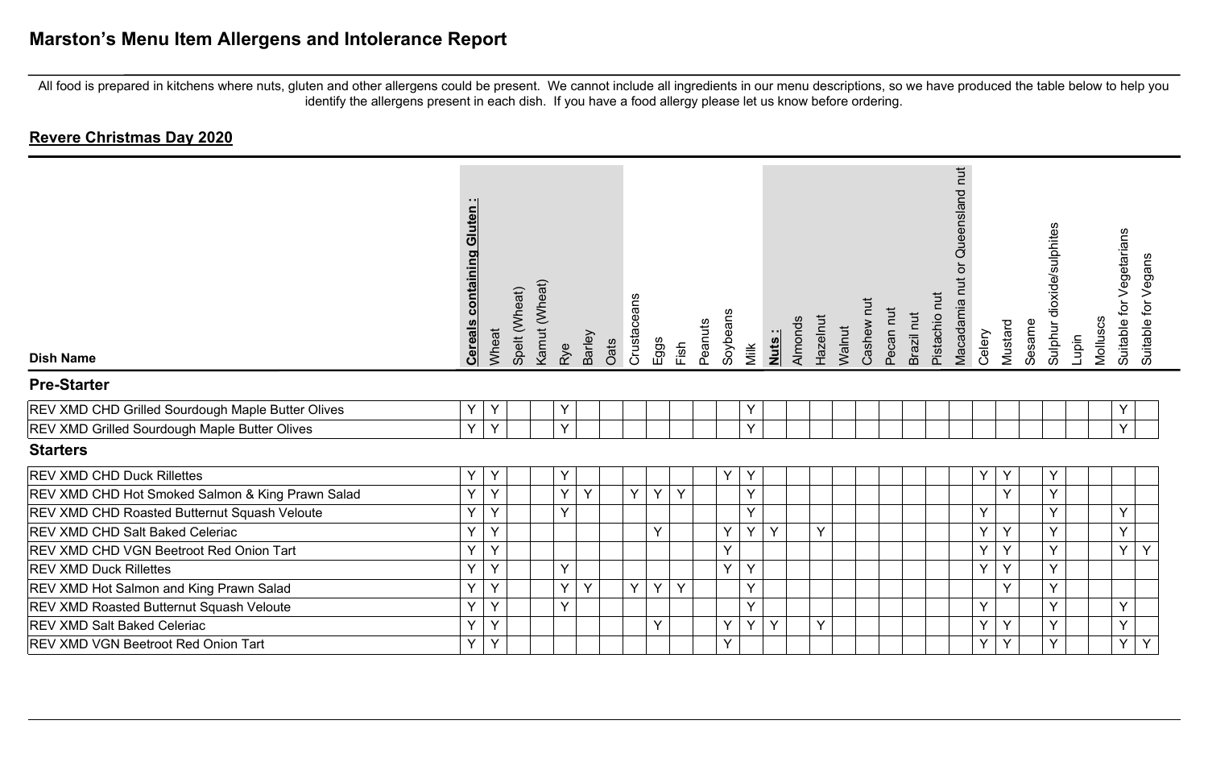# Marston's Menu Item Allergens and Intolerance Report

All food is prepared in kitchens where nuts, gluten and other allergens could be present. We cannot include all ingredients in our menu descriptions, so we have produced the table below to help you identify the allergens present in each dish. If you have a food allergy please let us know before ordering.

## Revere Christmas Day 2020

| Dish Name | **Cereals containing Gluten :** | Wheat | Spelt (Wheat) | Kamut (Wheat) | Rye | Barley | Oats | Crustaceans | Eggs | Fish | Peanuts | Soybeans | Milk | **Nuts :** | Almonds | Hazelnut | Walnut | Cashew nut | Pecan nut | Brazil nut | Pistachio nut | Macadamia nut or Queensland nut | Celery | Mustard | Sesame | Sulphur dioxide/sulphites | Lupin | Molluscs | Suitable for Vegetarians | Suitable for Vegans |
|---|---|---|---|---|---|---|---|---|---|---|---|---|---|---|---|---|---|---|---|---|---|---|---|---|---|---|---|---|---|---|
| **Pre-Starter** | | | | | | | | | | | | | | | | | | | | | | | | | | | | | | |
| REV XMD CHD Grilled Sourdough Maple Butter Olives | Y | Y | | | Y | | | | | | | | Y | | | | | | | | | | | | | | | | Y | |
| REV XMD Grilled Sourdough Maple Butter Olives | Y | Y | | | Y | | | | | | | | Y | | | | | | | | | | | | | | | | Y | |
| **Starters** | | | | | | | | | | | | | | | | | | | | | | | | | | | | | | |
| REV XMD CHD Duck Rillettes | Y | Y | | | Y | | | | | | | Y | Y | | | | | | | | | | Y | Y | | Y | | | | |
| REV XMD CHD Hot Smoked Salmon & King Prawn Salad | Y | Y | | | Y | Y | | Y | Y | Y | | | Y | | | | | | | | | | | Y | | Y | | | | |
| REV XMD CHD Roasted Butternut Squash Veloute | Y | Y | | | Y | | | | | | | | Y | | | | | | | | | | Y | | | Y | | | Y | |
| REV XMD CHD Salt Baked Celeriac | Y | Y | | | | | | | Y | | | Y | Y | Y | | Y | | | | | | | Y | Y | | Y | | | Y | |
| REV XMD CHD VGN Beetroot Red Onion Tart | Y | Y | | | | | | | | | | Y | | | | | | | | | | | Y | Y | | Y | | | Y | Y |
| REV XMD Duck Rillettes | Y | Y | | | Y | | | | | | | Y | Y | | | | | | | | | | Y | Y | | Y | | | | |
| REV XMD Hot Salmon and King Prawn Salad | Y | Y | | | Y | Y | | Y | Y | Y | | | Y | | | | | | | | | | | Y | | Y | | | | |
| REV XMD Roasted Butternut Squash Veloute | Y | Y | | | Y | | | | | | | | Y | | | | | | | | | | Y | | | Y | | | Y | |
| REV XMD Salt Baked Celeriac | Y | Y | | | | | | | Y | | | Y | Y | Y | | Y | | | | | | | Y | Y | | Y | | | Y | |
| REV XMD VGN Beetroot Red Onion Tart | Y | Y | | | | | | | | | | Y | | | | | | | | | | | Y | Y | | Y | | | Y | Y |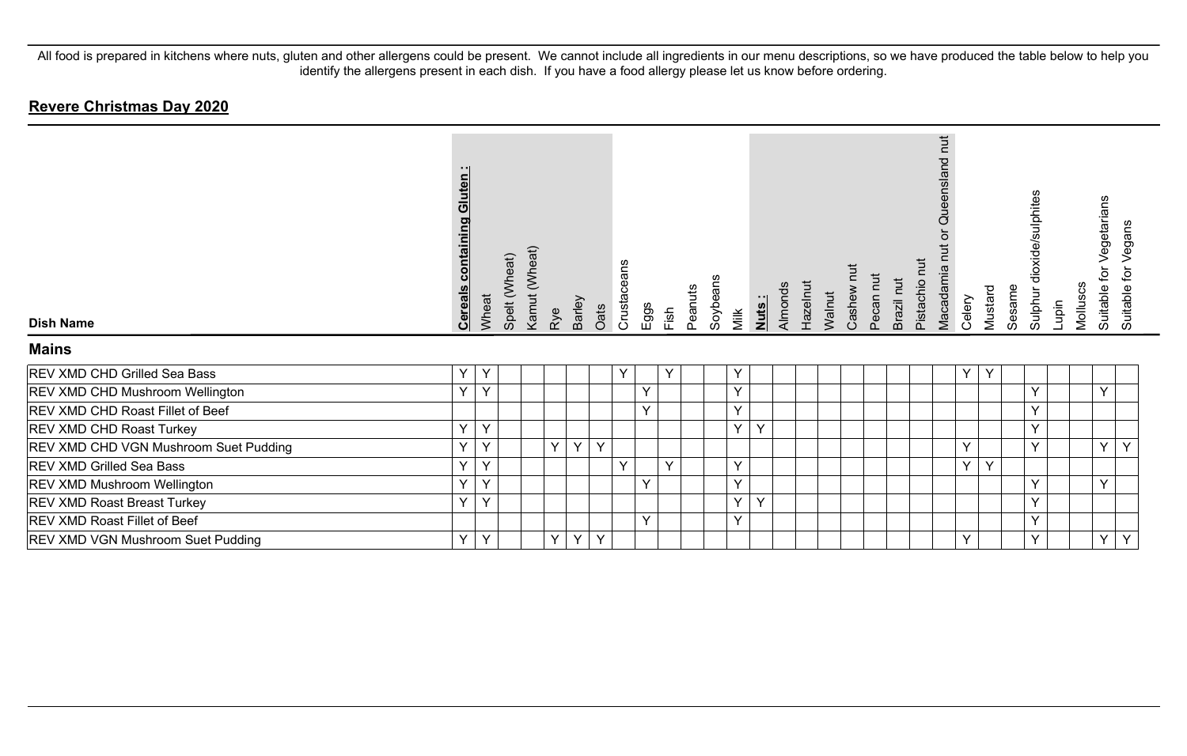All food is prepared in kitchens where nuts, gluten and other allergens could be present. We cannot include all ingredients in our menu descriptions, so we have produced the table below to help you identify the allergens present in each dish. If you have a food allergy please let us know before ordering.

## Revere Christmas Day 2020

| Dish Name | Cereals containing Gluten : | Wheat | Spelt (Wheat) | Kamut (Wheat) | Rye | Barley | Oats | Crustaceans | Eggs | Fish | Peanuts | Soybeans | Milk | Nuts : | Almonds | Hazelnut | Walnut | Cashew nut | Pecan nut | Brazil nut | Pistachio nut | Macadamia nut or Queensland nut | Celery | Mustard | Sesame | Sulphur dioxide/sulphites | Lupin | Molluscs | Suitable for Vegetarians | Suitable for Vegans |
|---|---|---|---|---|---|---|---|---|---|---|---|---|---|---|---|---|---|---|---|---|---|---|---|---|---|---|---|---|---|---|
| **Mains** | | | | | | | | | | | | | | | | | | | | | | | | | | | | | | |
| REV XMD CHD Grilled Sea Bass | Y | Y | | | | | | Y | | Y | | | Y | | | | | | | | | | Y | Y | | | | | | |
| REV XMD CHD Mushroom Wellington | Y | Y | | | | | | | Y | | | | Y | | | | | | | | | | | | | Y | | | Y | |
| REV XMD CHD Roast Fillet of Beef | | | | | | | | | Y | | | | Y | | | | | | | | | | | | | Y | | | | |
| REV XMD CHD Roast Turkey | Y | Y | | | | | | | | | | | Y | Y | | | | | | | | | | | | Y | | | | |
| REV XMD CHD VGN Mushroom Suet Pudding | Y | Y | | | Y | Y | Y | | | | | | | | | | | | | | | | Y | | | Y | | | Y | Y |
| REV XMD Grilled Sea Bass | Y | Y | | | | | | Y | | Y | | | Y | | | | | | | | | | Y | Y | | | | | | |
| REV XMD Mushroom Wellington | Y | Y | | | | | | | Y | | | | Y | | | | | | | | | | | | | Y | | | Y | |
| REV XMD Roast Breast Turkey | Y | Y | | | | | | | | | | | Y | Y | | | | | | | | | | | | Y | | | | |
| REV XMD Roast Fillet of Beef | | | | | | | | | Y | | | | Y | | | | | | | | | | | | | Y | | | | |
| REV XMD VGN Mushroom Suet Pudding | Y | Y | | | Y | Y | Y | | | | | | | | | | | | | | | | Y | | | Y | | | Y | Y |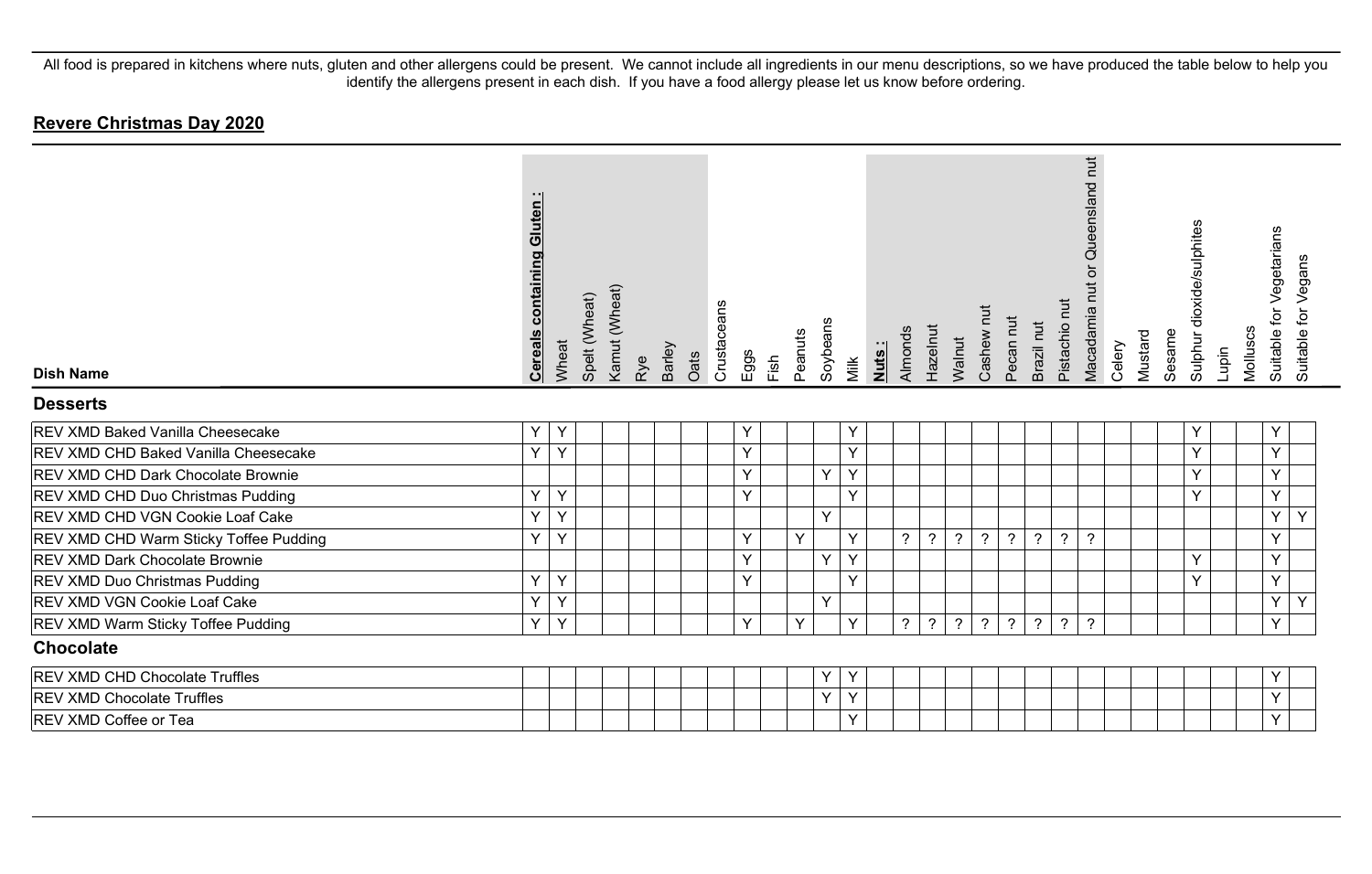All food is prepared in kitchens where nuts, gluten and other allergens could be present. We cannot include all ingredients in our menu descriptions, so we have produced the table below to help you identify the allergens present in each dish. If you have a food allergy please let us know before ordering.

## **Revere Christmas Day 2020**

| Dish Name | **Cereals containing Gluten :** | Wheat | Spelt (Wheat) | Kamut (Wheat) | Rye | Barley | Oats | Crustaceans | Eggs | Fish | Peanuts | Soybeans | Milk | **Nuts :** | Almonds | Hazelnut | Walnut | Cashew nut | Pecan nut | Brazil nut | Pistachio nut | Macadamia nut or Queensland nut | Celery | Mustard | Sesame | Sulphur dioxide/sulphites | Lupin | Molluscs | Suitable for Vegetarians | Suitable for Vegans |
|---|---|---|---|---|---|---|---|---|---|---|---|---|---|---|---|---|---|---|---|---|---|---|---|---|---|---|---|---|---|---|
| **Desserts** | | | | | | | | | | | | | | | | | | | | | | | | | | | | | | |
| REV XMD Baked Vanilla Cheesecake | Y | Y | | | | | | | Y | | | | Y | | | | | | | | | | | | | Y | | | Y | |
| REV XMD CHD Baked Vanilla Cheesecake | Y | Y | | | | | | | Y | | | | Y | | | | | | | | | | | | | Y | | | Y | |
| REV XMD CHD Dark Chocolate Brownie | | | | | | | | | Y | | | Y | Y | | | | | | | | | | | | | Y | | | Y | |
| REV XMD CHD Duo Christmas Pudding | Y | Y | | | | | | | Y | | | | Y | | | | | | | | | | | | | Y | | | Y | |
| REV XMD CHD VGN Cookie Loaf Cake | Y | Y | | | | | | | | | | Y | | | | | | | | | | | | | | | | | Y | Y |
| REV XMD CHD Warm Sticky Toffee Pudding | Y | Y | | | | | | | Y | | Y | | Y | | ? | ? | ? | ? | ? | ? | ? | ? | | | | | | | Y | |
| REV XMD Dark Chocolate Brownie | | | | | | | | | Y | | | Y | Y | | | | | | | | | | | | | Y | | | Y | |
| REV XMD Duo Christmas Pudding | Y | Y | | | | | | | Y | | | | Y | | | | | | | | | | | | | Y | | | Y | |
| REV XMD VGN Cookie Loaf Cake | Y | Y | | | | | | | | | | Y | | | | | | | | | | | | | | | | | Y | Y |
| REV XMD Warm Sticky Toffee Pudding | Y | Y | | | | | | | Y | | Y | | Y | | ? | ? | ? | ? | ? | ? | ? | ? | | | | | | | Y | |
| **Chocolate** | | | | | | | | | | | | | | | | | | | | | | | | | | | | | | |
| REV XMD CHD Chocolate Truffles | | | | | | | | | | | | Y | Y | | | | | | | | | | | | | | | | Y | |
| REV XMD Chocolate Truffles | | | | | | | | | | | | Y | Y | | | | | | | | | | | | | | | | Y | |
| REV XMD Coffee or Tea | | | | | | | | | | | | | Y | | | | | | | | | | | | | | | | Y | |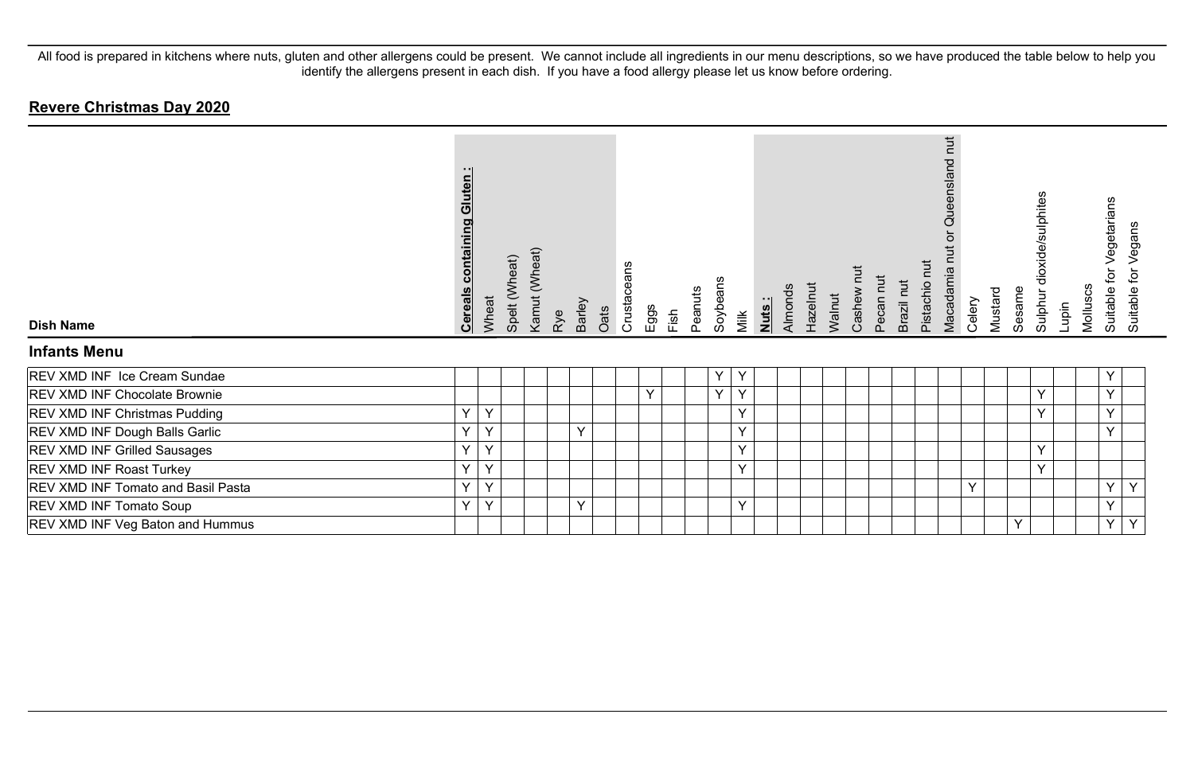All food is prepared in kitchens where nuts, gluten and other allergens could be present. We cannot include all ingredients in our menu descriptions, so we have produced the table below to help you identify the allergens present in each dish. If you have a food allergy please let us know before ordering.

## Revere Christmas Day 2020

| Dish Name | Cereals containing Gluten : | Wheat | Spelt (Wheat) | Kamut (Wheat) | Rye | Barley | Oats | Crustaceans | Eggs | Fish | Peanuts | Soybeans | Milk | Nuts : | Almonds | Hazelnut | Walnut | Cashew nut | Pecan nut | Brazil nut | Pistachio nut | Macadamia nut or Queensland nut | Celery | Mustard | Sesame | Sulphur dioxide/sulphites | Lupin | Molluscs | Suitable for Vegetarians | Suitable for Vegans |
|---|---|---|---|---|---|---|---|---|---|---|---|---|---|---|---|---|---|---|---|---|---|---|---|---|---|---|---|---|---|---|
| **Infants Menu** | | | | | | | | | | | | | | | | | | | | | | | | | | | | | | |
| REV XMD INF Ice Cream Sundae | | | | | | | | | | | | Y | Y | | | | | | | | | | | | | | | | Y | |
| REV XMD INF Chocolate Brownie | | | | | | | | | Y | | | Y | Y | | | | | | | | | | | | | Y | | | Y | |
| REV XMD INF Christmas Pudding | Y | Y | | | | | | | | | | | Y | | | | | | | | | | | | | Y | | | Y | |
| REV XMD INF Dough Balls Garlic | Y | Y | | | | Y | | | | | | | Y | | | | | | | | | | | | | | | | Y | |
| REV XMD INF Grilled Sausages | Y | Y | | | | | | | | | | | Y | | | | | | | | | | | | | Y | | | | |
| REV XMD INF Roast Turkey | Y | Y | | | | | | | | | | | Y | | | | | | | | | | | | | Y | | | | |
| REV XMD INF Tomato and Basil Pasta | Y | Y | | | | | | | | | | | | | | | | | | | | | Y | | | | | | Y | Y |
| REV XMD INF Tomato Soup | Y | Y | | | | Y | | | | | | | Y | | | | | | | | | | | | | | | | Y | |
| REV XMD INF Veg Baton and Hummus | | | | | | | | | | | | | | | | | | | | | | | | | Y | | | | Y | Y |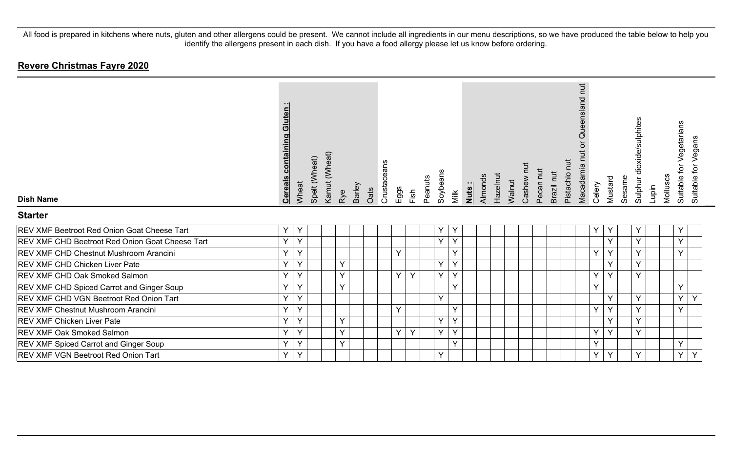All food is prepared in kitchens where nuts, gluten and other allergens could be present. We cannot include all ingredients in our menu descriptions, so we have produced the table below to help you identify the allergens present in each dish. If you have a food allergy please let us know before ordering.

## Revere Christmas Fayre 2020

| Dish Name | **Cereals containing Gluten :** | Wheat | Spelt (Wheat) | Kamut (Wheat) | Rye | Barley | Oats | Crustaceans | Eggs | Fish | Peanuts | Soybeans | Milk | **Nuts :** | Almonds | Hazelnut | Walnut | Cashew nut | Pecan nut | Brazil nut | Pistachio nut | Macadamia nut or Queensland nut | Celery | Mustard | Sesame | Sulphur dioxide/sulphites | Lupin | Molluscs | Suitable for Vegetarians | Suitable for Vegans |
|---|---|---|---|---|---|---|---|---|---|---|---|---|---|---|---|---|---|---|---|---|---|---|---|---|---|---|---|---|---|---|
| **Starter** | | | | | | | | | | | | | | | | | | | | | | | | | | | | | | |
| REV XMF Beetroot Red Onion Goat Cheese Tart | Y | Y | | | | | | | | | | Y | Y | | | | | | | | | | Y | Y | | Y | | | Y | |
| REV XMF CHD Beetroot Red Onion Goat Cheese Tart | Y | Y | | | | | | | | | | Y | Y | | | | | | | | | | | Y | | Y | | | Y | |
| REV XMF CHD Chestnut Mushroom Arancini | Y | Y | | | | | | | Y | | | | Y | | | | | | | | | | Y | Y | | Y | | | Y | |
| REV XMF CHD Chicken Liver Pate | Y | Y | | | Y | | | | | | | Y | Y | | | | | | | | | | | Y | | Y | | | | |
| REV XMF CHD Oak Smoked Salmon | Y | Y | | | Y | | | | Y | Y | | Y | Y | | | | | | | | | | Y | Y | | Y | | | | |
| REV XMF CHD Spiced Carrot and Ginger Soup | Y | Y | | | Y | | | | | | | | Y | | | | | | | | | | Y | | | | | | Y | |
| REV XMF CHD VGN Beetroot Red Onion Tart | Y | Y | | | | | | | | | | Y | | | | | | | | | | | | Y | | Y | | | Y | Y |
| REV XMF Chestnut Mushroom Arancini | Y | Y | | | | | | | Y | | | | Y | | | | | | | | | | Y | Y | | Y | | | Y | |
| REV XMF Chicken Liver Pate | Y | Y | | | Y | | | | | | | Y | Y | | | | | | | | | | | Y | | Y | | | | |
| REV XMF Oak Smoked Salmon | Y | Y | | | Y | | | | Y | Y | | Y | Y | | | | | | | | | | Y | Y | | Y | | | | |
| REV XMF Spiced Carrot and Ginger Soup | Y | Y | | | Y | | | | | | | | Y | | | | | | | | | | Y | | | | | | Y | |
| REV XMF VGN Beetroot Red Onion Tart | Y | Y | | | | | | | | | | Y | | | | | | | | | | | Y | Y | | Y | | | Y | Y |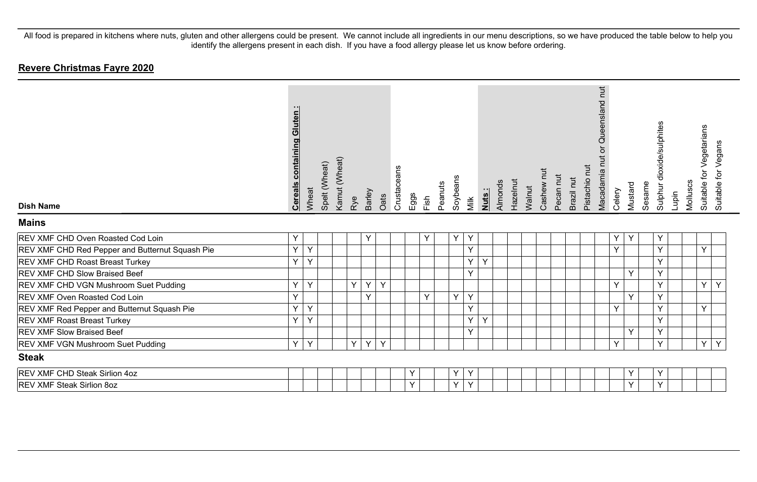All food is prepared in kitchens where nuts, gluten and other allergens could be present. We cannot include all ingredients in our menu descriptions, so we have produced the table below to help you identify the allergens present in each dish. If you have a food allergy please let us know before ordering.

## Revere Christmas Fayre 2020

| Dish Name | **Cereals containing Gluten :** | Wheat | Spelt (Wheat) | Kamut (Wheat) | Rye | Barley | Oats | Crustaceans | Eggs | Fish | Peanuts | Soybeans | Milk | **Nuts :** | Almonds | Hazelnut | Walnut | Cashew nut | Pecan nut | Brazil nut | Pistachio nut | Macadamia nut or Queensland nut | Celery | Mustard | Sesame | Sulphur dioxide/sulphites | Lupin | Molluscs | Suitable for Vegetarians | Suitable for Vegans |
|---|---|---|---|---|---|---|---|---|---|---|---|---|---|---|---|---|---|---|---|---|---|---|---|---|---|---|---|---|---|---|
| **Mains** | | | | | | | | | | | | | | | | | | | | | | | | | | | | | | |
| REV XMF CHD Oven Roasted Cod Loin | Y | | | | | Y | | | | Y | | Y | Y | | | | | | | | | | Y | Y | | Y | | | | |
| REV XMF CHD Red Pepper and Butternut Squash Pie | Y | Y | | | | | | | | | | | Y | | | | | | | | | | Y | | | Y | | | Y | |
| REV XMF CHD Roast Breast Turkey | Y | Y | | | | | | | | | | | Y | Y | | | | | | | | | | | | Y | | | | |
| REV XMF CHD Slow Braised Beef | | | | | | | | | | | | | Y | | | | | | | | | | | Y | | Y | | | | |
| REV XMF CHD VGN Mushroom Suet Pudding | Y | Y | | | Y | Y | Y | | | | | | | | | | | | | | | | Y | | | Y | | | Y | Y |
| REV XMF Oven Roasted Cod Loin | Y | | | | | Y | | | | Y | | Y | Y | | | | | | | | | | | Y | | Y | | | | |
| REV XMF Red Pepper and Butternut Squash Pie | Y | Y | | | | | | | | | | | Y | | | | | | | | | | Y | | | Y | | | Y | |
| REV XMF Roast Breast Turkey | Y | Y | | | | | | | | | | | Y | Y | | | | | | | | | | | | Y | | | | |
| REV XMF Slow Braised Beef | | | | | | | | | | | | | Y | | | | | | | | | | | Y | | Y | | | | |
| REV XMF VGN Mushroom Suet Pudding | Y | Y | | | Y | Y | Y | | | | | | | | | | | | | | | | Y | | | Y | | | Y | Y |
| **Steak** | | | | | | | | | | | | | | | | | | | | | | | | | | | | | | |
| REV XMF CHD Steak Sirlion 4oz | | | | | | | | | Y | | | Y | Y | | | | | | | | | | | Y | | Y | | | | |
| REV XMF Steak Sirlion 8oz | | | | | | | | | Y | | | Y | Y | | | | | | | | | | | Y | | Y | | | | |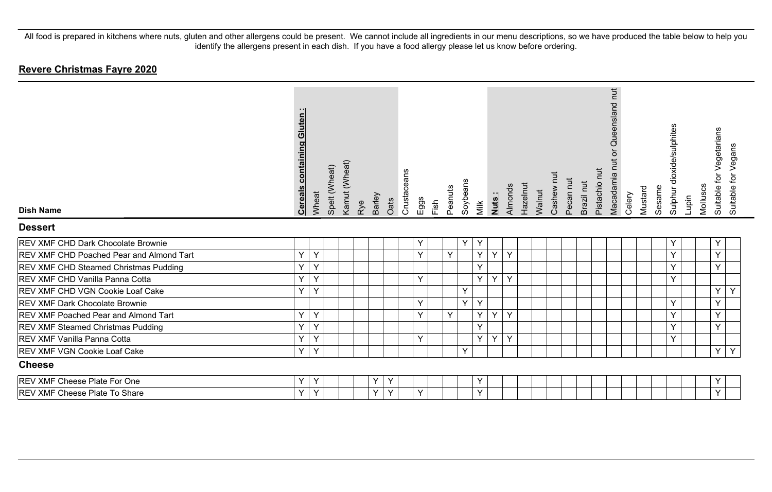All food is prepared in kitchens where nuts, gluten and other allergens could be present. We cannot include all ingredients in our menu descriptions, so we have produced the table below to help you identify the allergens present in each dish. If you have a food allergy please let us know before ordering.

**Revere Christmas Fayre 2020**

| Dish Name | Cereals containing Gluten : | Wheat | Spelt (Wheat) | Kamut (Wheat) | Rye | Barley | Oats | Crustaceans | Eggs | Fish | Peanuts | Soybeans | Milk | Nuts : | Almonds | Hazelnut | Walnut | Cashew nut | Pecan nut | Brazil nut | Pistachio nut | Macadamia nut or Queensland nut | Celery | Mustard | Sesame | Sulphur dioxide/sulphites | Lupin | Molluscs | Suitable for Vegetarians | Suitable for Vegans |
|---|---|---|---|---|---|---|---|---|---|---|---|---|---|---|---|---|---|---|---|---|---|---|---|---|---|---|---|---|---|---|
| **Dessert** | | | | | | | | | | | | | | | | | | | | | | | | | | | | | | |
| REV XMF CHD Dark Chocolate Brownie | | | | | | | | | Y | | | Y | Y | | | | | | | | | | | | | Y | | | Y | |
| REV XMF CHD Poached Pear and Almond Tart | Y | Y | | | | | | | Y | | Y | | Y | Y | Y | | | | | | | | | | | Y | | | Y | |
| REV XMF CHD Steamed Christmas Pudding | Y | Y | | | | | | | | | | | Y | | | | | | | | | | | | | Y | | | Y | |
| REV XMF CHD Vanilla Panna Cotta | Y | Y | | | | | | | Y | | | | Y | Y | Y | | | | | | | | | | | Y | | | | |
| REV XMF CHD VGN Cookie Loaf Cake | Y | Y | | | | | | | | | | Y | | | | | | | | | | | | | | | | | Y | Y |
| REV XMF Dark Chocolate Brownie | | | | | | | | | Y | | | Y | Y | | | | | | | | | | | | | Y | | | Y | |
| REV XMF Poached Pear and Almond Tart | Y | Y | | | | | | | Y | | Y | | Y | Y | Y | | | | | | | | | | | Y | | | Y | |
| REV XMF Steamed Christmas Pudding | Y | Y | | | | | | | | | | | Y | | | | | | | | | | | | | Y | | | Y | |
| REV XMF Vanilla Panna Cotta | Y | Y | | | | | | | Y | | | | Y | Y | Y | | | | | | | | | | | Y | | | | |
| REV XMF VGN Cookie Loaf Cake | Y | Y | | | | | | | | | | Y | | | | | | | | | | | | | | | | | Y | Y |
| **Cheese** | | | | | | | | | | | | | | | | | | | | | | | | | | | | | | |
| REV XMF Cheese Plate For One | Y | Y | | | | Y | Y | | | | | | Y | | | | | | | | | | | | | | | | Y | |
| REV XMF Cheese Plate To Share | Y | Y | | | | Y | Y | | Y | | | | Y | | | | | | | | | | | | | | | | Y | |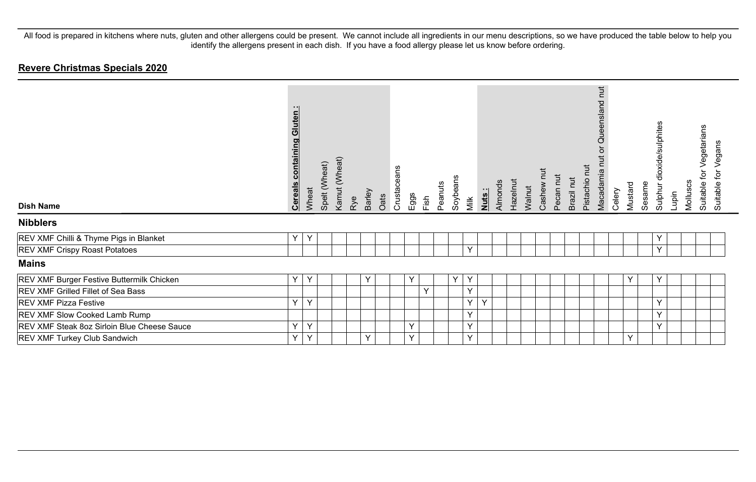All food is prepared in kitchens where nuts, gluten and other allergens could be present. We cannot include all ingredients in our menu descriptions, so we have produced the table below to help you identify the allergens present in each dish. If you have a food allergy please let us know before ordering.

## **Revere Christmas Specials 2020**

| Dish Name | **Cereals containing Gluten :** | Wheat | Spelt (Wheat) | Kamut (Wheat) | Rye | Barley | Oats | Crustaceans | Eggs | Fish | Peanuts | Soybeans | Milk | **Nuts :** | Almonds | Hazelnut | Walnut | Cashew nut | Pecan nut | Brazil nut | Pistachio nut | Macadamia nut or Queensland nut | Celery | Mustard | Sesame | Sulphur dioxide/sulphites | Lupin | Molluscs | Suitable for Vegetarians | Suitable for Vegans |
|---|---|---|---|---|---|---|---|---|---|---|---|---|---|---|---|---|---|---|---|---|---|---|---|---|---|---|---|---|---|---|
| **Nibblers** | | | | | | | | | | | | | | | | | | | | | | | | | | | | | | |
| REV XMF Chilli & Thyme Pigs in Blanket | Y | Y | | | | | | | | | | | | | | | | | | | | | | | | Y | | | | |
| REV XMF Crispy Roast Potatoes | | | | | | | | | | | | | Y | | | | | | | | | | | | | Y | | | | |
| **Mains** | | | | | | | | | | | | | | | | | | | | | | | | | | | | | | |
| REV XMF Burger Festive Buttermilk Chicken | Y | Y | | | | Y | | | Y | | | Y | Y | | | | | | | | | | | Y | | Y | | | | |
| REV XMF Grilled Fillet of Sea Bass | | | | | | | | | | Y | | | Y | | | | | | | | | | | | | | | | | |
| REV XMF Pizza Festive | Y | Y | | | | | | | | | | | Y | Y | | | | | | | | | | | | Y | | | | |
| REV XMF Slow Cooked Lamb Rump | | | | | | | | | | | | | Y | | | | | | | | | | | | | Y | | | | |
| REV XMF Steak 8oz Sirloin Blue Cheese Sauce | Y | Y | | | | | | | Y | | | | Y | | | | | | | | | | | | | Y | | | | |
| REV XMF Turkey Club Sandwich | Y | Y | | | | Y | | | Y | | | | Y | | | | | | | | | | | Y | | | | | | |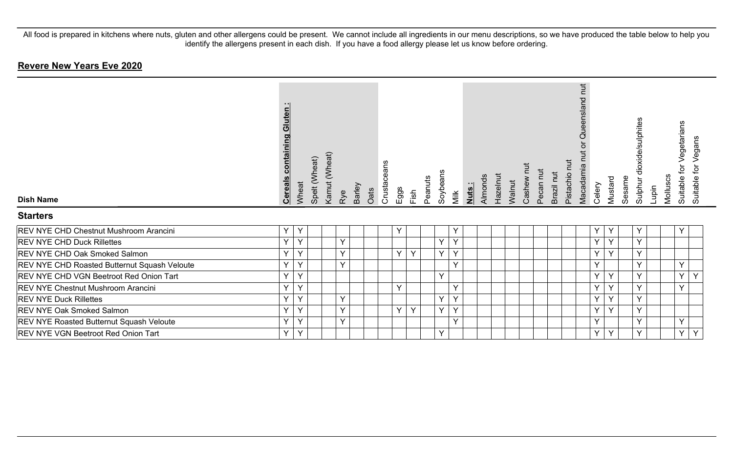All food is prepared in kitchens where nuts, gluten and other allergens could be present. We cannot include all ingredients in our menu descriptions, so we have produced the table below to help you identify the allergens present in each dish. If you have a food allergy please let us know before ordering.

## Revere New Years Eve 2020

| Dish Name | **Cereals containing Gluten :** | Wheat | Spelt (Wheat) | Kamut (Wheat) | Rye | Barley | Oats | Crustaceans | Eggs | Fish | Peanuts | Soybeans | Milk | **Nuts :** | Almonds | Hazelnut | Walnut | Cashew nut | Pecan nut | Brazil nut | Pistachio nut | Macadamia nut or Queensland nut | Celery | Mustard | Sesame | Sulphur dioxide/sulphites | Lupin | Molluscs | Suitable for Vegetarians | Suitable for Vegans |
|---|---|---|---|---|---|---|---|---|---|---|---|---|---|---|---|---|---|---|---|---|---|---|---|---|---|---|---|---|---|---|
| **Starters** | | | | | | | | | | | | | | | | | | | | | | | | | | | | | | |
| REV NYE CHD Chestnut Mushroom Arancini | Y | Y | | | | | | | Y | | | | Y | | | | | | | | | | Y | Y | | Y | | | Y | |
| REV NYE CHD Duck Rillettes | Y | Y | | | Y | | | | | | | Y | Y | | | | | | | | | | Y | Y | | Y | | | | |
| REV NYE CHD Oak Smoked Salmon | Y | Y | | | Y | | | | Y | Y | | Y | Y | | | | | | | | | | Y | Y | | Y | | | | |
| REV NYE CHD Roasted Butternut Squash Veloute | Y | Y | | | Y | | | | | | | | Y | | | | | | | | | | Y | | | Y | | | Y | |
| REV NYE CHD VGN Beetroot Red Onion Tart | Y | Y | | | | | | | | | | Y | | | | | | | | | | | Y | Y | | Y | | | Y | Y |
| REV NYE Chestnut Mushroom Arancini | Y | Y | | | | | | | Y | | | | Y | | | | | | | | | | Y | Y | | Y | | | Y | |
| REV NYE Duck Rillettes | Y | Y | | | Y | | | | | | | Y | Y | | | | | | | | | | Y | Y | | Y | | | | |
| REV NYE Oak Smoked Salmon | Y | Y | | | Y | | | | Y | Y | | Y | Y | | | | | | | | | | Y | Y | | Y | | | | |
| REV NYE Roasted Butternut Squash Veloute | Y | Y | | | Y | | | | | | | | Y | | | | | | | | | | Y | | | Y | | | Y | |
| REV NYE VGN Beetroot Red Onion Tart | Y | Y | | | | | | | | | | Y | | | | | | | | | | | Y | Y | | Y | | | Y | Y |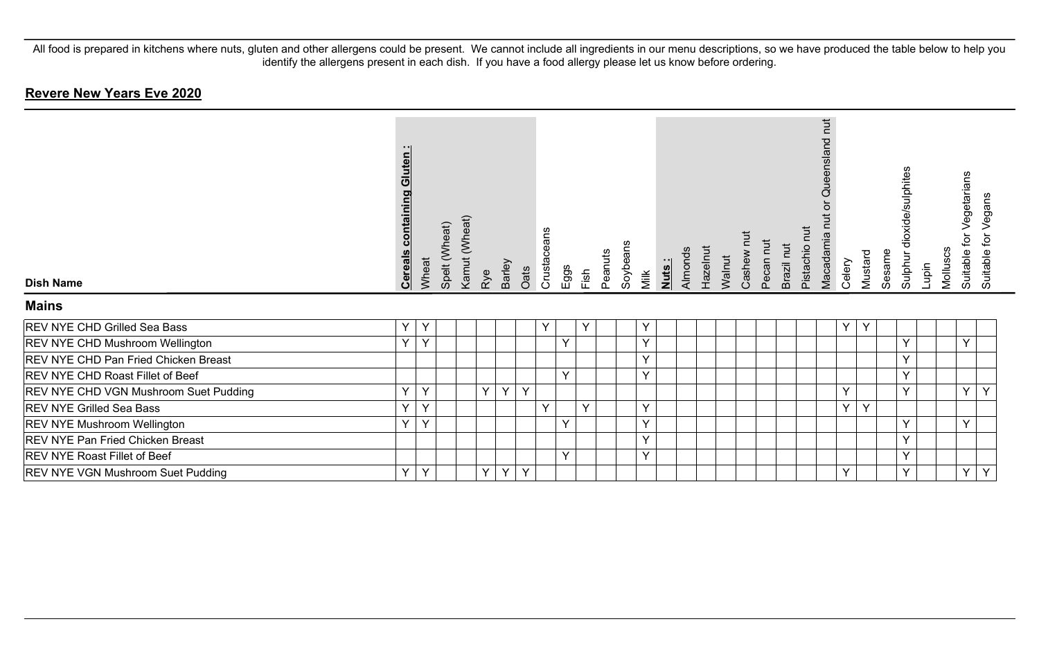All food is prepared in kitchens where nuts, gluten and other allergens could be present. We cannot include all ingredients in our menu descriptions, so we have produced the table below to help you identify the allergens present in each dish. If you have a food allergy please let us know before ordering.

## Revere New Years Eve 2020

| Dish Name | **Cereals containing Gluten :** | Wheat | Spelt (Wheat) | Kamut (Wheat) | Rye | Barley | Oats | Crustaceans | Eggs | Fish | Peanuts | Soybeans | Milk | **Nuts :** | Almonds | Hazelnut | Walnut | Cashew nut | Pecan nut | Brazil nut | Pistachio nut | Macadamia nut or Queensland nut | Celery | Mustard | Sesame | Sulphur dioxide/sulphites | Lupin | Molluscs | Suitable for Vegetarians | Suitable for Vegans |
|---|---|---|---|---|---|---|---|---|---|---|---|---|---|---|---|---|---|---|---|---|---|---|---|---|---|---|---|---|---|---|
| **Mains** | | | | | | | | | | | | | | | | | | | | | | | | | | | | | | |
| REV NYE CHD Grilled Sea Bass | Y | Y | | | | | | Y | | Y | | | Y | | | | | | | | | | Y | Y | | | | | | |
| REV NYE CHD Mushroom Wellington | Y | Y | | | | | | | Y | | | | Y | | | | | | | | | | | | | Y | | | Y | |
| REV NYE CHD Pan Fried Chicken Breast | | | | | | | | | | | | | Y | | | | | | | | | | | | | Y | | | | |
| REV NYE CHD Roast Fillet of Beef | | | | | | | | | Y | | | | Y | | | | | | | | | | | | | Y | | | | |
| REV NYE CHD VGN Mushroom Suet Pudding | Y | Y | | | Y | Y | Y | | | | | | | | | | | | | | | | Y | | | Y | | | Y | Y |
| REV NYE Grilled Sea Bass | Y | Y | | | | | | Y | | Y | | | Y | | | | | | | | | | Y | Y | | | | | | |
| REV NYE Mushroom Wellington | Y | Y | | | | | | | Y | | | | Y | | | | | | | | | | | | | Y | | | Y | |
| REV NYE Pan Fried Chicken Breast | | | | | | | | | | | | | Y | | | | | | | | | | | | | Y | | | | |
| REV NYE Roast Fillet of Beef | | | | | | | | | Y | | | | Y | | | | | | | | | | | | | Y | | | | |
| REV NYE VGN Mushroom Suet Pudding | Y | Y | | | Y | Y | Y | | | | | | | | | | | | | | | | Y | | | Y | | | Y | Y |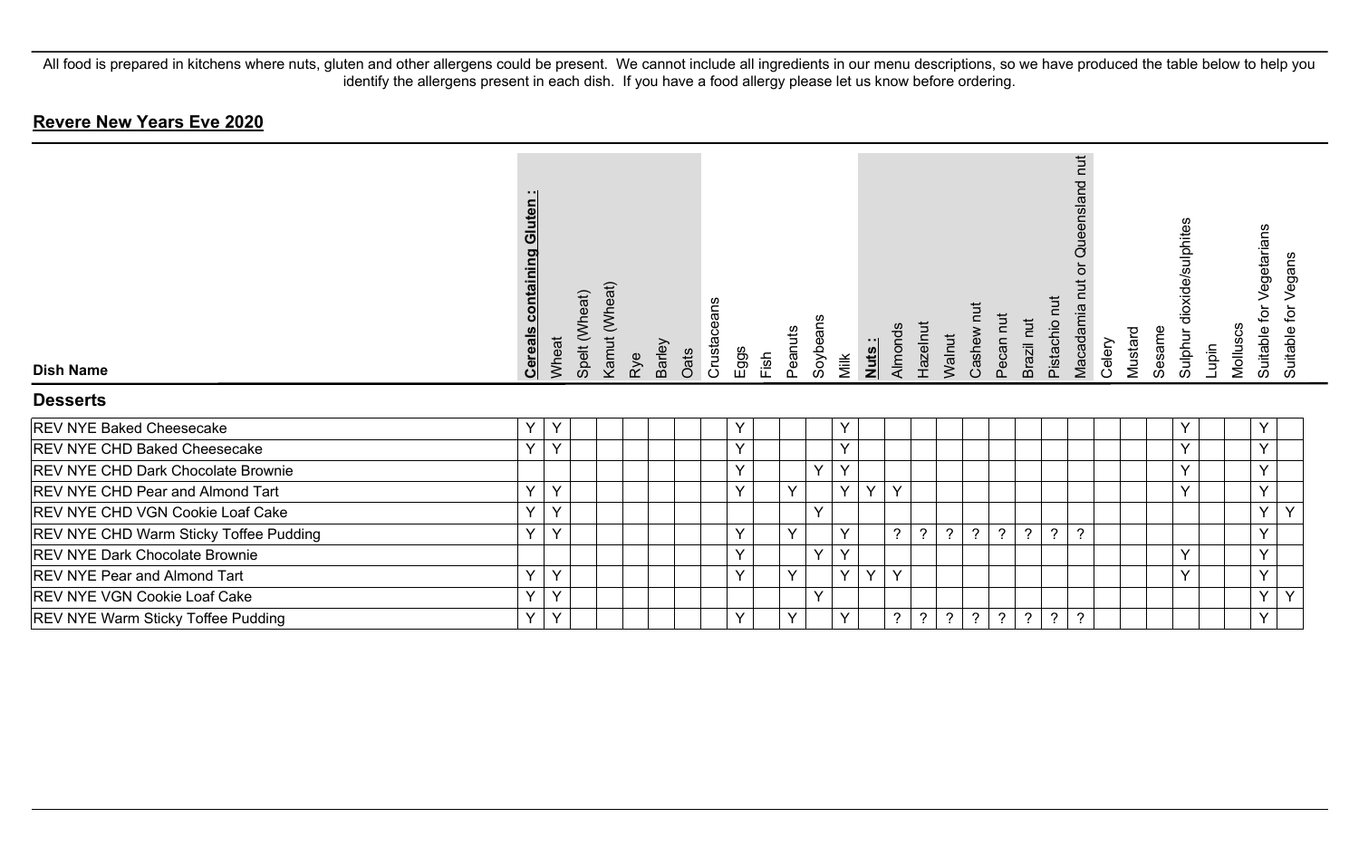All food is prepared in kitchens where nuts, gluten and other allergens could be present. We cannot include all ingredients in our menu descriptions, so we have produced the table below to help you identify the allergens present in each dish. If you have a food allergy please let us know before ordering.

## Revere New Years Eve 2020

| Dish Name | Cereals containing Gluten : | Wheat | Spelt (Wheat) | Kamut (Wheat) | Rye | Barley | Oats | Crustaceans | Eggs | Fish | Peanuts | Soybeans | Milk | Nuts : | Almonds | Hazelnut | Walnut | Cashew nut | Pecan nut | Brazil nut | Pistachio nut | Macadamia nut or Queensland nut | Celery | Mustard | Sesame | Sulphur dioxide/sulphites | Lupin | Molluscs | Suitable for Vegetarians | Suitable for Vegans |
|---|---|---|---|---|---|---|---|---|---|---|---|---|---|---|---|---|---|---|---|---|---|---|---|---|---|---|---|---|---|---|
| **Desserts** | | | | | | | | | | | | | | | | | | | | | | | | | | | | | | |
| REV NYE Baked Cheesecake | Y | Y | | | | | | | Y | | | | Y | | | | | | | | | | | | | Y | | | Y | |
| REV NYE CHD Baked Cheesecake | Y | Y | | | | | | | Y | | | | Y | | | | | | | | | | | | | Y | | | Y | |
| REV NYE CHD Dark Chocolate Brownie | | | | | | | | | Y | | | Y | Y | | | | | | | | | | | | | Y | | | Y | |
| REV NYE CHD Pear and Almond Tart | Y | Y | | | | | | | Y | | Y | | Y | Y | Y | | | | | | | | | | | Y | | | Y | |
| REV NYE CHD VGN Cookie Loaf Cake | Y | Y | | | | | | | | | | Y | | | | | | | | | | | | | | | | | Y | Y |
| REV NYE CHD Warm Sticky Toffee Pudding | Y | Y | | | | | | | Y | | Y | | Y | | ? | ? | ? | ? | ? | ? | ? | ? | | | | | | | Y | |
| REV NYE Dark Chocolate Brownie | | | | | | | | | Y | | | Y | Y | | | | | | | | | | | | | Y | | | Y | |
| REV NYE Pear and Almond Tart | Y | Y | | | | | | | Y | | Y | | Y | Y | Y | | | | | | | | | | | Y | | | Y | |
| REV NYE VGN Cookie Loaf Cake | Y | Y | | | | | | | | | | Y | | | | | | | | | | | | | | | | | Y | Y |
| REV NYE Warm Sticky Toffee Pudding | Y | Y | | | | | | | Y | | Y | | Y | | ? | ? | ? | ? | ? | ? | ? | ? | | | | | | | Y | |